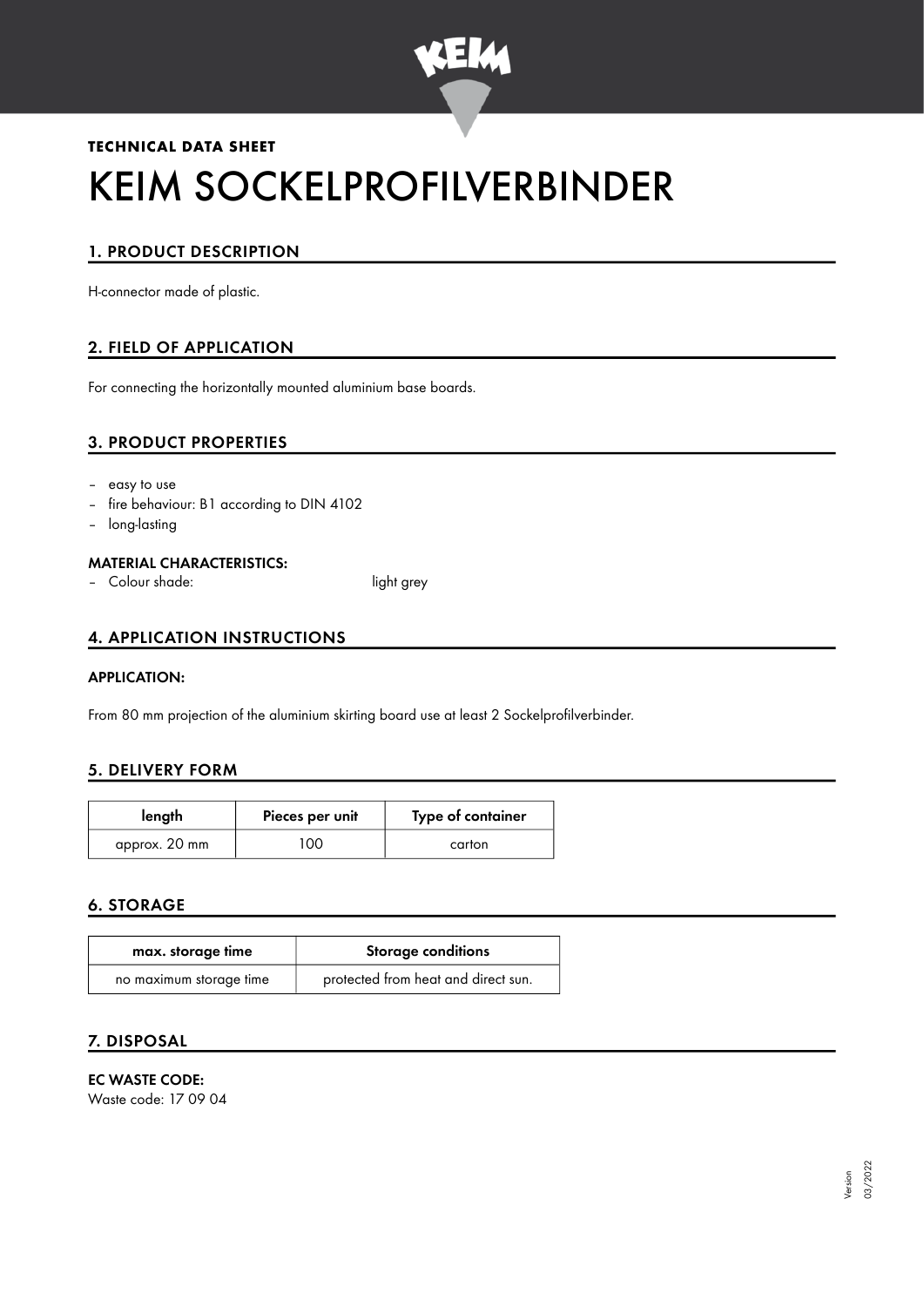**TECHNICAL DATA SHEET**

# KEIM SOCKELPROFILVERBINDER

## 1. PRODUCT DESCRIPTION

H-connector made of plastic.

## 2. FIELD OF APPLICATION

For connecting the horizontally mounted aluminium base boards.

## 3. PRODUCT PROPERTIES

- easy to use
- fire behaviour: B1 according to DIN 4102
- long-lasting

### MATERIAL CHARACTERISTICS:

- Colour shade: light grey

## 4. APPLICATION INSTRUCTIONS

### APPLICATION:

From 80 mm projection of the aluminium skirting board use at least 2 Sockelprofilverbinder.

## 5. DELIVERY FORM

| length | Pieces per unit | Type of container |
| --- | --- | --- |
| approx. 20 mm | 100 | carton |

## 6. STORAGE

| max. storage time | Storage conditions |
| --- | --- |
| no maximum storage time | protected from heat and direct sun. |

## 7. DISPOSAL

**EC WASTE CODE:**
Waste code: 17 09 04

Version 03/2022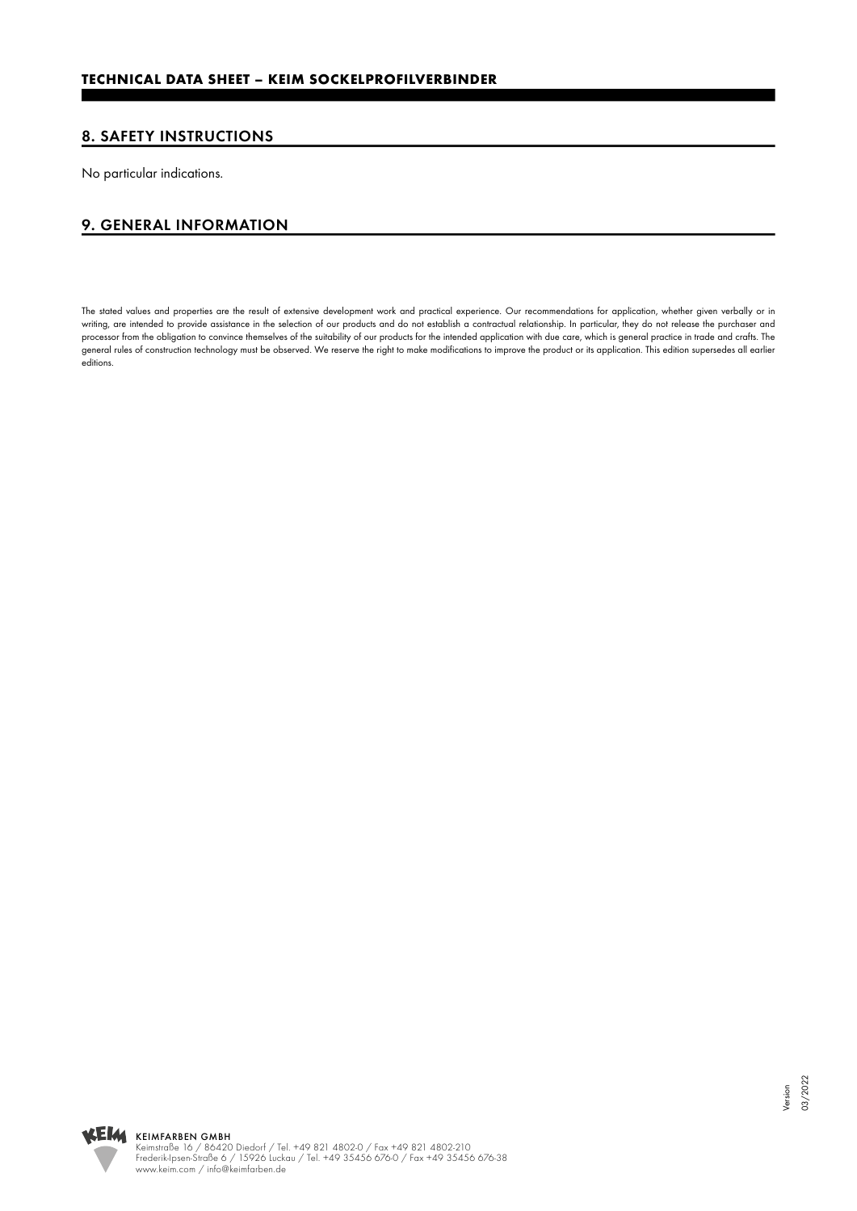## 8. SAFETY INSTRUCTIONS

No particular indications.

## 9. GENERAL INFORMATION

The stated values and properties are the result of extensive development work and practical experience. Our recommendations for application, whether given verbally or in writing, are intended to provide assistance in the selection of our products and do not establish a contractual relationship. In particular, they do not release the purchaser and processor from the obligation to convince themselves of the suitability of our products for the intended application with due care, which is general practice in trade and crafts. The general rules of construction technology must be observed. We reserve the right to make modifications to improve the product or its application. This edition supersedes all earlier editions.

KEIMFARBEN GMBH
Keimstraße 16 / 86420 Diedorf / Tel. +49 821 4802-0 / Fax +49 821 4802-210
Frederik-Ipsen-Straße 6 / 15926 Luckau / Tel. +49 35456 676-0 / Fax +49 35456 676-38
www.keim.com / info@keimfarben.de

Version 03/2022